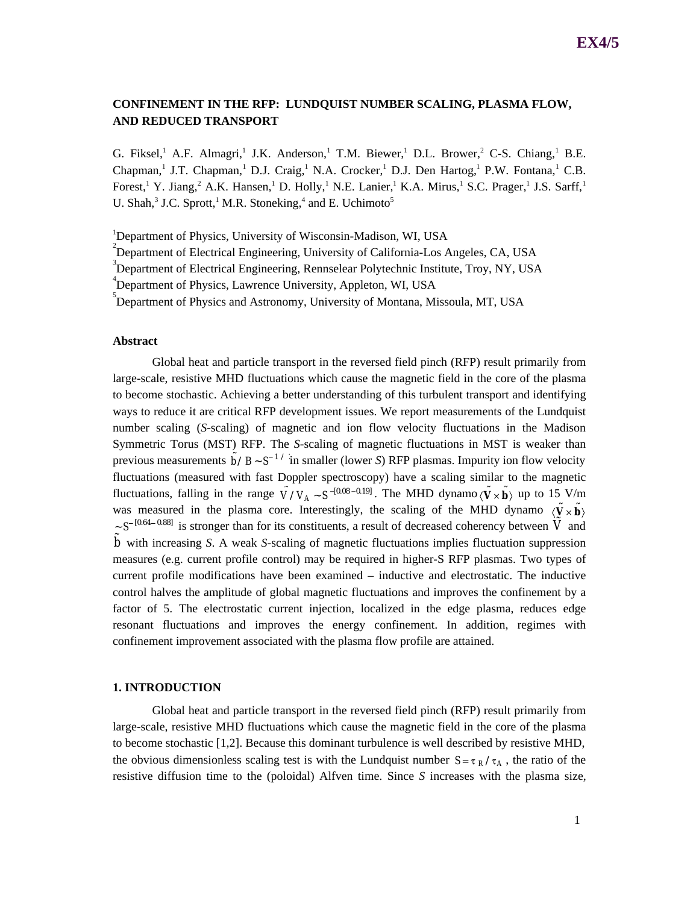# CONFINEMENT IN THE RFP: LUNDQUIST NUMBER SCALING, PLASMA FLOW, AND REDUCED TRANSPORT

G. Fiksel,[1] A.F. Almagri,[1] J.K. Anderson,[1] T.M. Biewer,[1] D.L. Brower,[2] C-S. Chiang,[1] B.E. Chapman,[1] J.T. Chapman,[1] D.J. Craig,[1] N.A. Crocker,[1] D.J. Den Hartog,[1] P.W. Fontana,[1] C.B. Forest,[1] Y. Jiang,[2] A.K. Hansen,[1] D. Holly,[1] N.E. Lanier,[1] K.A. Mirus,[1] S.C. Prager,[1] J.S. Sarff,[1] U. Shah,[3] J.C. Sprott,[1] M.R. Stoneking,[4] and E. Uchimoto[5]

[1]Department of Physics, University of Wisconsin-Madison, WI, USA
[2]Department of Electrical Engineering, University of California-Los Angeles, CA, USA
[3]Department of Electrical Engineering, Rennselear Polytechnic Institute, Troy, NY, USA
[4]Department of Physics, Lawrence University, Appleton, WI, USA
[5]Department of Physics and Astronomy, University of Montana, Missoula, MT, USA

### Abstract

Global heat and particle transport in the reversed field pinch (RFP) result primarily from large-scale, resistive MHD fluctuations which cause the magnetic field in the core of the plasma to become stochastic. Achieving a better understanding of this turbulent transport and identifying ways to reduce it are critical RFP development issues. We report measurements of the Lundquist number scaling (*S*-scaling) of magnetic and ion flow velocity fluctuations in the Madison Symmetric Torus (MST) RFP. The *S*-scaling of magnetic fluctuations in MST is weaker than previous measurements $\tilde{b}/B \sim S^{-1/2}$ in smaller (lower *S*) RFP plasmas. Impurity ion flow velocity fluctuations (measured with fast Doppler spectroscopy) have a scaling similar to the magnetic fluctuations, falling in the range $\tilde{V}/V_A \sim S^{-[0.08-0.19]}$. The MHD dynamo $\langle \tilde{\mathbf{V}} \times \tilde{\mathbf{b}} \rangle$ up to 15 V/m was measured in the plasma core. Interestingly, the scaling of the MHD dynamo $\langle \tilde{\mathbf{V}} \times \tilde{\mathbf{b}} \rangle \sim S^{-[0.64-0.88]}$ is stronger than for its constituents, a result of decreased coherency between $\tilde{V}$ and $\tilde{b}$ with increasing *S*. A weak *S*-scaling of magnetic fluctuations implies fluctuation suppression measures (e.g. current profile control) may be required in higher-S RFP plasmas. Two types of current profile modifications have been examined – inductive and electrostatic. The inductive control halves the amplitude of global magnetic fluctuations and improves the confinement by a factor of 5. The electrostatic current injection, localized in the edge plasma, reduces edge resonant fluctuations and improves the energy confinement. In addition, regimes with confinement improvement associated with the plasma flow profile are attained.

## 1. INTRODUCTION

Global heat and particle transport in the reversed field pinch (RFP) result primarily from large-scale, resistive MHD fluctuations which cause the magnetic field in the core of the plasma to become stochastic [1,2]. Because this dominant turbulence is well described by resistive MHD, the obvious dimensionless scaling test is with the Lundquist number $S = \tau_R / \tau_A$, the ratio of the resistive diffusion time to the (poloidal) Alfven time. Since *S* increases with the plasma size,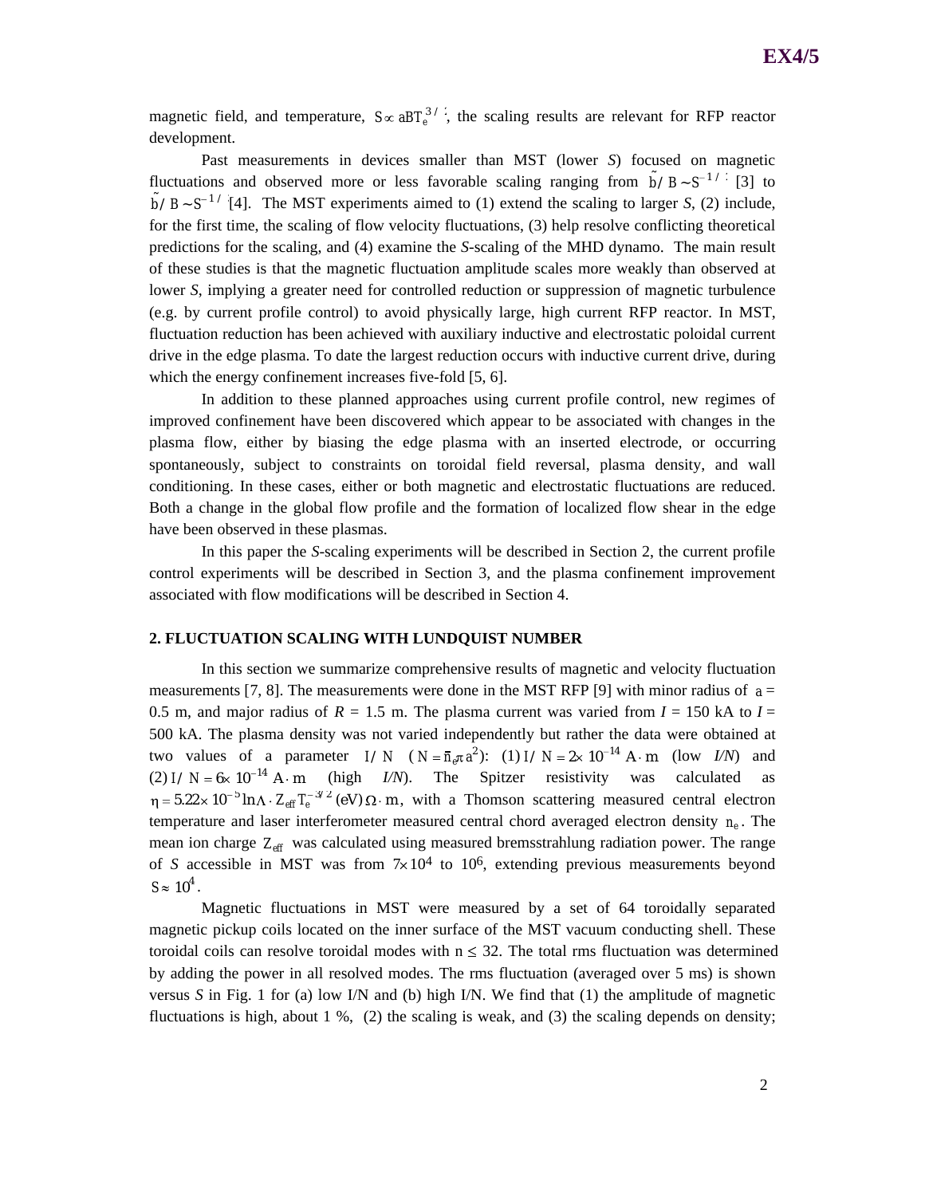magnetic field, and temperature, $S \propto aBT_e^{3/2}$, the scaling results are relevant for RFP reactor development.

Past measurements in devices smaller than MST (lower *S*) focused on magnetic fluctuations and observed more or less favorable scaling ranging from $\tilde{b}/B \sim S^{-1/2}$ [3] to $\tilde{b}/B \sim S^{-1/3}$ [4]. The MST experiments aimed to (1) extend the scaling to larger *S*, (2) include, for the first time, the scaling of flow velocity fluctuations, (3) help resolve conflicting theoretical predictions for the scaling, and (4) examine the *S*-scaling of the MHD dynamo. The main result of these studies is that the magnetic fluctuation amplitude scales more weakly than observed at lower *S*, implying a greater need for controlled reduction or suppression of magnetic turbulence (e.g. by current profile control) to avoid physically large, high current RFP reactor. In MST, fluctuation reduction has been achieved with auxiliary inductive and electrostatic poloidal current drive in the edge plasma. To date the largest reduction occurs with inductive current drive, during which the energy confinement increases five-fold [5, 6].

In addition to these planned approaches using current profile control, new regimes of improved confinement have been discovered which appear to be associated with changes in the plasma flow, either by biasing the edge plasma with an inserted electrode, or occurring spontaneously, subject to constraints on toroidal field reversal, plasma density, and wall conditioning. In these cases, either or both magnetic and electrostatic fluctuations are reduced. Both a change in the global flow profile and the formation of localized flow shear in the edge have been observed in these plasmas.

In this paper the *S*-scaling experiments will be described in Section 2, the current profile control experiments will be described in Section 3, and the plasma confinement improvement associated with flow modifications will be described in Section 4.

## 2. FLUCTUATION SCALING WITH LUNDQUIST NUMBER

In this section we summarize comprehensive results of magnetic and velocity fluctuation measurements [7, 8]. The measurements were done in the MST RFP [9] with minor radius of $a$ = 0.5 m, and major radius of *R* = 1.5 m. The plasma current was varied from *I* = 150 kA to *I* = 500 kA. The plasma density was not varied independently but rather the data were obtained at two values of a parameter $I/N$ ($N = \bar{n}_e \pi a^2$): (1) $I/N = 2\times 10^{-14}$ A$\cdot$m (low *I/N*) and (2) $I/N = 6\times 10^{-14}$ A$\cdot$m (high *I/N*). The Spitzer resistivity was calculated as $\eta = 5.22\times 10^{-5} \ln\Lambda \cdot Z_{eff} T_e^{-3/2}$ (eV) $\Omega\cdot$m, with a Thomson scattering measured central electron temperature and laser interferometer measured central chord averaged electron density $n_e$. The mean ion charge $Z_{eff}$ was calculated using measured bremsstrahlung radiation power. The range of *S* accessible in MST was from $7\times 10^4$ to $10^6$, extending previous measurements beyond $S \approx 10^4$.

Magnetic fluctuations in MST were measured by a set of 64 toroidally separated magnetic pickup coils located on the inner surface of the MST vacuum conducting shell. These toroidal coils can resolve toroidal modes with $n \leq 32$. The total rms fluctuation was determined by adding the power in all resolved modes. The rms fluctuation (averaged over 5 ms) is shown versus *S* in Fig. 1 for (a) low I/N and (b) high I/N. We find that (1) the amplitude of magnetic fluctuations is high, about 1 %, (2) the scaling is weak, and (3) the scaling depends on density;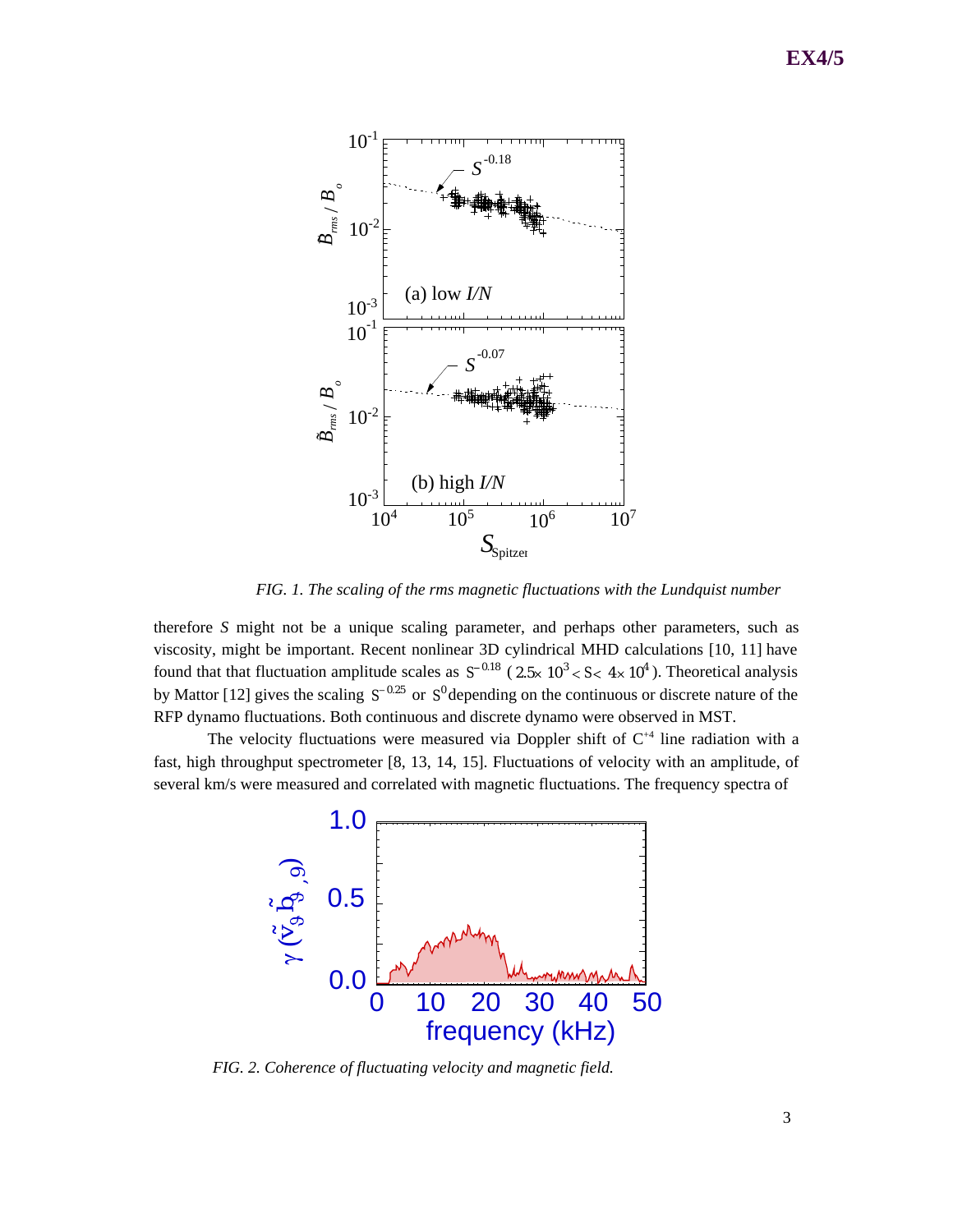FIG. 1. *The scaling of the rms magnetic fluctuations with the Lundquist number*

therefore *S* might not be a unique scaling parameter, and perhaps other parameters, such as viscosity, might be important. Recent nonlinear 3D cylindrical MHD calculations [10, 11] have found that that fluctuation amplitude scales as $S^{-0.18}$ ($2.5\times 10^3 < S < 4\times 10^4$). Theoretical analysis by Mattor [12] gives the scaling $S^{-0.25}$ or $S^0$ depending on the continuous or discrete nature of the RFP dynamo fluctuations. Both continuous and discrete dynamo were observed in MST.

The velocity fluctuations were measured via Doppler shift of $C^{+4}$ line radiation with a fast, high throughput spectrometer [8, 13, 14, 15]. Fluctuations of velocity with an amplitude, of several km/s were measured and correlated with magnetic fluctuations. The frequency spectra of

*FIG. 2. Coherence of fluctuating velocity and magnetic field.*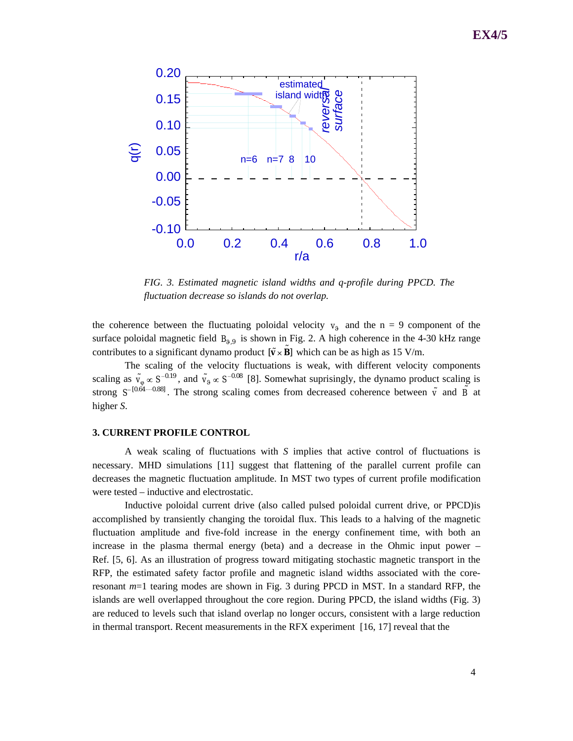FIG. 3. *Estimated magnetic island widths and q-profile during PPCD. The fluctuation decrease so islands do not overlap.*

the coherence between the fluctuating poloidal velocity $v_\vartheta$ and the n = 9 component of the surface poloidal magnetic field $B_{\vartheta,9}$ is shown in Fig. 2. A high coherence in the 4-30 kHz range contributes to a significant dynamo product $[\tilde{\mathbf{v}} \times \tilde{\mathbf{B}}]$ which can be as high as 15 V/m.

The scaling of the velocity fluctuations is weak, with different velocity components scaling as $\tilde{v}_\varphi \propto S^{-0.19}$, and $\tilde{v}_\vartheta \propto S^{-0.08}$ [8]. Somewhat suprisingly, the dynamo product scaling is strong $S^{-[0.64 \cdots 0.88]}$. The strong scaling comes from decreased coherence between $\tilde{v}$ and $\tilde{B}$ at higher *S*.

### 3. CURRENT PROFILE CONTROL

A weak scaling of fluctuations with *S* implies that active control of fluctuations is necessary. MHD simulations [11] suggest that flattening of the parallel current profile can decreases the magnetic fluctuation amplitude. In MST two types of current profile modification were tested – inductive and electrostatic.

Inductive poloidal current drive (also called pulsed poloidal current drive, or PPCD)is accomplished by transiently changing the toroidal flux. This leads to a halving of the magnetic fluctuation amplitude and five-fold increase in the energy confinement time, with both an increase in the plasma thermal energy (beta) and a decrease in the Ohmic input power – Ref. [5, 6]. As an illustration of progress toward mitigating stochastic magnetic transport in the RFP, the estimated safety factor profile and magnetic island widths associated with the core-resonant *m*=1 tearing modes are shown in Fig. 3 during PPCD in MST. In a standard RFP, the islands are well overlapped throughout the core region. During PPCD, the island widths (Fig. 3) are reduced to levels such that island overlap no longer occurs, consistent with a large reduction in thermal transport. Recent measurements in the RFX experiment [16, 17] reveal that the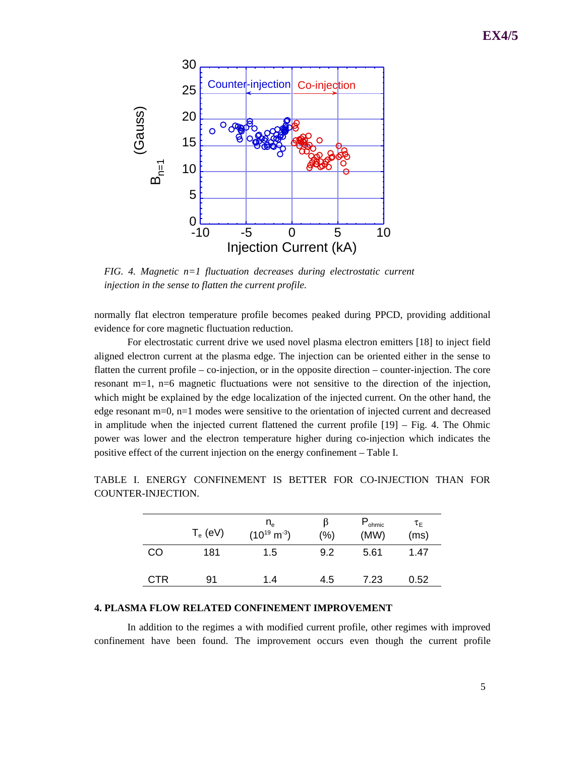*FIG. 4. Magnetic n=1 fluctuation decreases during electrostatic current injection in the sense to flatten the current profile.*

normally flat electron temperature profile becomes peaked during PPCD, providing additional evidence for core magnetic fluctuation reduction.

For electrostatic current drive we used novel plasma electron emitters [18] to inject field aligned electron current at the plasma edge. The injection can be oriented either in the sense to flatten the current profile – co-injection, or in the opposite direction – counter-injection. The core resonant m=1, n=6 magnetic fluctuations were not sensitive to the direction of the injection, which might be explained by the edge localization of the injected current. On the other hand, the edge resonant m=0, n=1 modes were sensitive to the orientation of injected current and decreased in amplitude when the injected current flattened the current profile [19] – Fig. 4. The Ohmic power was lower and the electron temperature higher during co-injection which indicates the positive effect of the current injection on the energy confinement – Table I.

TABLE I. ENERGY CONFINEMENT IS BETTER FOR CO-INJECTION THAN FOR COUNTER-INJECTION.

| | $T_e$ (eV) | $n_e$ ($10^{19}$ $m^{-3}$) | $\beta$ (%) | $P_{ohmic}$ (MW) | $\tau_E$ (ms) |
|---|---|---|---|---|---|
| CO | 181 | 1.5 | 9.2 | 5.61 | 1.47 |
| CTR | 91 | 1.4 | 4.5 | 7.23 | 0.52 |

## 4. PLASMA FLOW RELATED CONFINEMENT IMPROVEMENT

In addition to the regimes a with modified current profile, other regimes with improved confinement have been found. The improvement occurs even though the current profile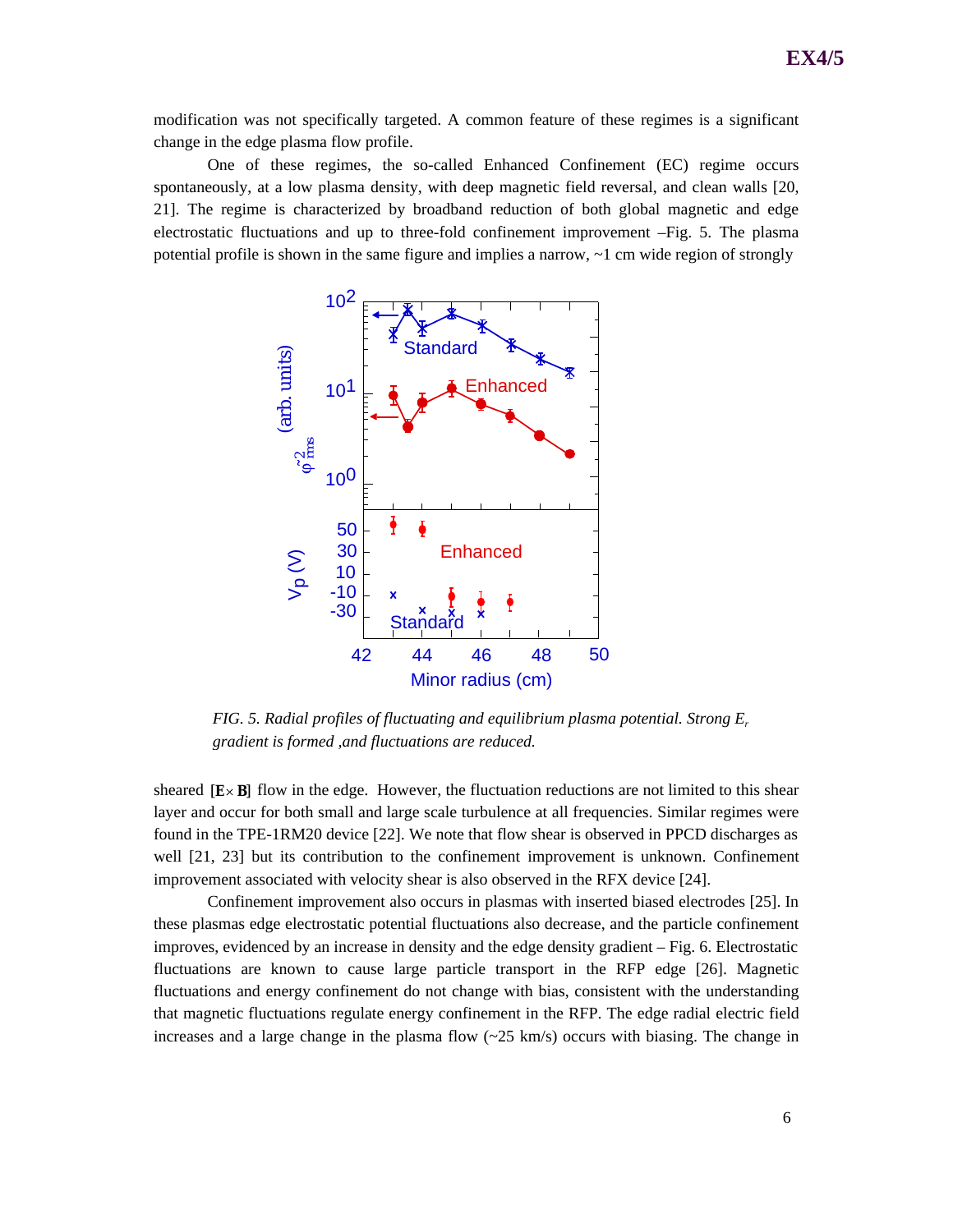modification was not specifically targeted. A common feature of these regimes is a significant change in the edge plasma flow profile.

One of these regimes, the so-called Enhanced Confinement (EC) regime occurs spontaneously, at a low plasma density, with deep magnetic field reversal, and clean walls [20, 21]. The regime is characterized by broadband reduction of both global magnetic and edge electrostatic fluctuations and up to three-fold confinement improvement –Fig. 5. The plasma potential profile is shown in the same figure and implies a narrow, ~1 cm wide region of strongly

*FIG. 5. Radial profiles of fluctuating and equilibrium plasma potential. Strong $E_r$ gradient is formed ,and fluctuations are reduced.*

sheared $[\mathbf{E}\times\mathbf{B}]$ flow in the edge. However, the fluctuation reductions are not limited to this shear layer and occur for both small and large scale turbulence at all frequencies. Similar regimes were found in the TPE-1RM20 device [22]. We note that flow shear is observed in PPCD discharges as well [21, 23] but its contribution to the confinement improvement is unknown. Confinement improvement associated with velocity shear is also observed in the RFX device [24].

Confinement improvement also occurs in plasmas with inserted biased electrodes [25]. In these plasmas edge electrostatic potential fluctuations also decrease, and the particle confinement improves, evidenced by an increase in density and the edge density gradient – Fig. 6. Electrostatic fluctuations are known to cause large particle transport in the RFP edge [26]. Magnetic fluctuations and energy confinement do not change with bias, consistent with the understanding that magnetic fluctuations regulate energy confinement in the RFP. The edge radial electric field increases and a large change in the plasma flow (~25 km/s) occurs with biasing. The change in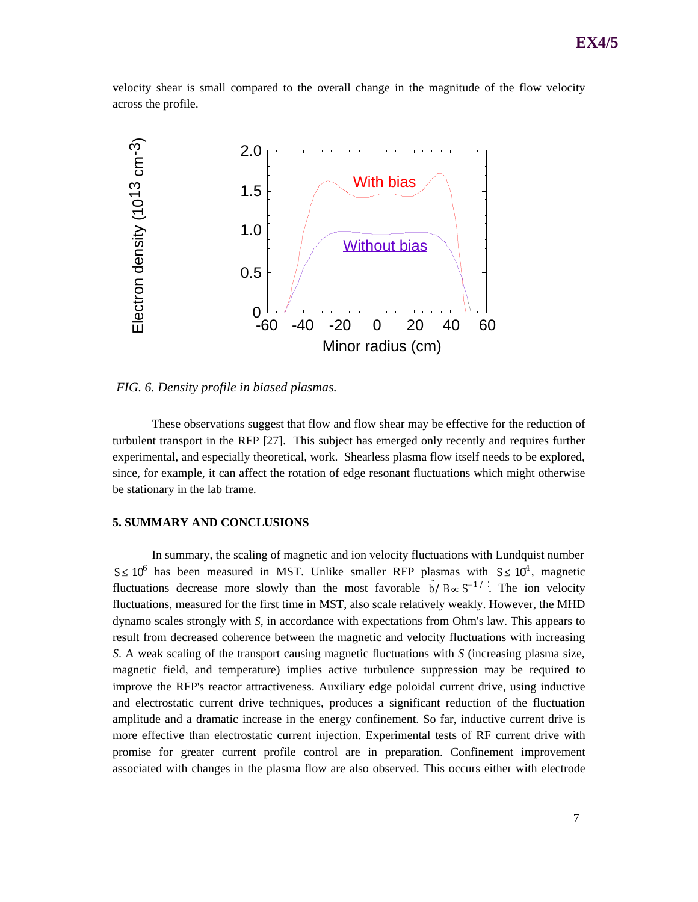velocity shear is small compared to the overall change in the magnitude of the flow velocity across the profile.

*FIG. 6. Density profile in biased plasmas.*

These observations suggest that flow and flow shear may be effective for the reduction of turbulent transport in the RFP [27]. This subject has emerged only recently and requires further experimental, and especially theoretical, work. Shearless plasma flow itself needs to be explored, since, for example, it can affect the rotation of edge resonant fluctuations which might otherwise be stationary in the lab frame.

## 5. SUMMARY AND CONCLUSIONS

In summary, the scaling of magnetic and ion velocity fluctuations with Lundquist number $S \leq 10^6$ has been measured in MST. Unlike smaller RFP plasmas with $S \leq 10^4$, magnetic fluctuations decrease more slowly than the most favorable $\tilde{b}/B \propto S^{-1/2}$. The ion velocity fluctuations, measured for the first time in MST, also scale relatively weakly. However, the MHD dynamo scales strongly with *S*, in accordance with expectations from Ohm's law. This appears to result from decreased coherence between the magnetic and velocity fluctuations with increasing *S*. A weak scaling of the transport causing magnetic fluctuations with *S* (increasing plasma size, magnetic field, and temperature) implies active turbulence suppression may be required to improve the RFP's reactor attractiveness. Auxiliary edge poloidal current drive, using inductive and electrostatic current drive techniques, produces a significant reduction of the fluctuation amplitude and a dramatic increase in the energy confinement. So far, inductive current drive is more effective than electrostatic current injection. Experimental tests of RF current drive with promise for greater current profile control are in preparation. Confinement improvement associated with changes in the plasma flow are also observed. This occurs either with electrode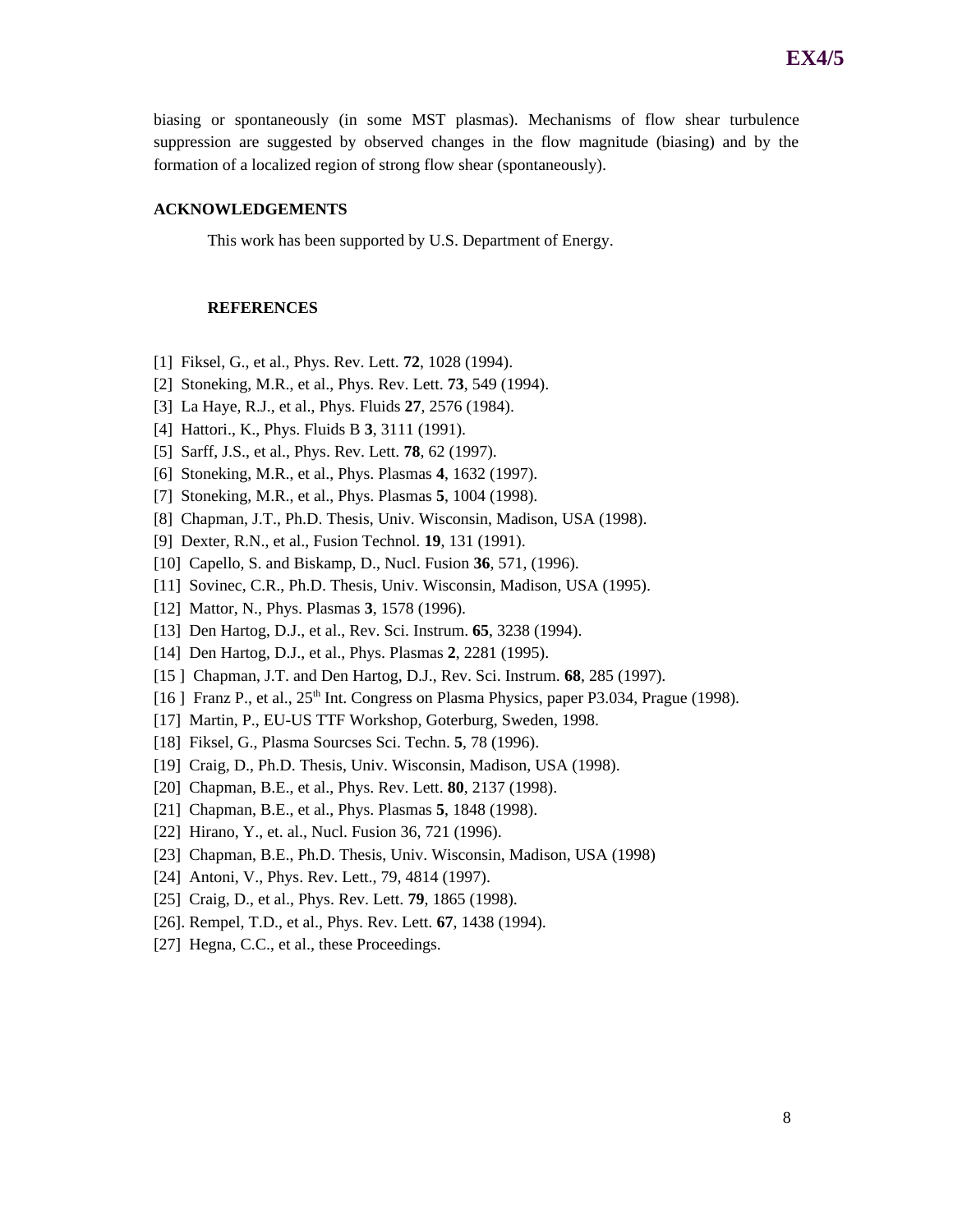biasing or spontaneously (in some MST plasmas). Mechanisms of flow shear turbulence suppression are suggested by observed changes in the flow magnitude (biasing) and by the formation of a localized region of strong flow shear (spontaneously).

## ACKNOWLEDGEMENTS

This work has been supported by U.S. Department of Energy.

## REFERENCES

[1] Fiksel, G., et al., Phys. Rev. Lett. **72**, 1028 (1994).
[2] Stoneking, M.R., et al., Phys. Rev. Lett. **73**, 549 (1994).
[3] La Haye, R.J., et al., Phys. Fluids **27**, 2576 (1984).
[4] Hattori., K., Phys. Fluids B **3**, 3111 (1991).
[5] Sarff, J.S., et al., Phys. Rev. Lett. **78**, 62 (1997).
[6] Stoneking, M.R., et al., Phys. Plasmas **4**, 1632 (1997).
[7] Stoneking, M.R., et al., Phys. Plasmas **5**, 1004 (1998).
[8] Chapman, J.T., Ph.D. Thesis, Univ. Wisconsin, Madison, USA (1998).
[9] Dexter, R.N., et al., Fusion Technol. **19**, 131 (1991).
[10] Capello, S. and Biskamp, D., Nucl. Fusion **36**, 571, (1996).
[11] Sovinec, C.R., Ph.D. Thesis, Univ. Wisconsin, Madison, USA (1995).
[12] Mattor, N., Phys. Plasmas **3**, 1578 (1996).
[13] Den Hartog, D.J., et al., Rev. Sci. Instrum. **65**, 3238 (1994).
[14] Den Hartog, D.J., et al., Phys. Plasmas **2**, 2281 (1995).
[15 ] Chapman, J.T. and Den Hartog, D.J., Rev. Sci. Instrum. **68**, 285 (1997).
[16 ] Franz P., et al., 25th Int. Congress on Plasma Physics, paper P3.034, Prague (1998).
[17] Martin, P., EU-US TTF Workshop, Goterburg, Sweden, 1998.
[18] Fiksel, G., Plasma Sourcses Sci. Techn. **5**, 78 (1996).
[19] Craig, D., Ph.D. Thesis, Univ. Wisconsin, Madison, USA (1998).
[20] Chapman, B.E., et al., Phys. Rev. Lett. **80**, 2137 (1998).
[21] Chapman, B.E., et al., Phys. Plasmas **5**, 1848 (1998).
[22] Hirano, Y., et. al., Nucl. Fusion 36, 721 (1996).
[23] Chapman, B.E., Ph.D. Thesis, Univ. Wisconsin, Madison, USA (1998)
[24] Antoni, V., Phys. Rev. Lett., 79, 4814 (1997).
[25] Craig, D., et al., Phys. Rev. Lett. **79**, 1865 (1998).
[26]. Rempel, T.D., et al., Phys. Rev. Lett. **67**, 1438 (1994).
[27] Hegna, C.C., et al., these Proceedings.